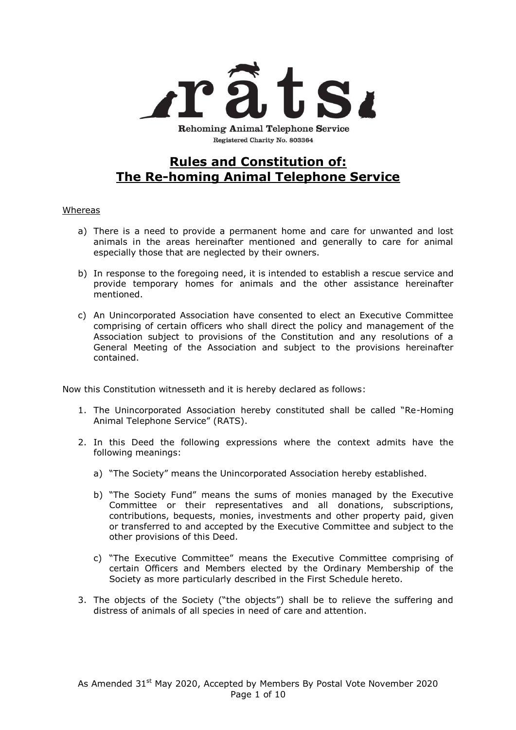rats

Rehoming Animal Telephone Service

Registered Charity No. 803364

# Rules and Constitution of: The Re-homing Animal Telephone Service

Whereas

a) There is a need to provide a permanent home and care for unwanted and lost animals in the areas hereinafter mentioned and generally to care for animal especially those that are neglected by their owners.

b) In response to the foregoing need, it is intended to establish a rescue service and provide temporary homes for animals and the other assistance hereinafter mentioned.

c) An Unincorporated Association have consented to elect an Executive Committee comprising of certain officers who shall direct the policy and management of the Association subject to provisions of the Constitution and any resolutions of a General Meeting of the Association and subject to the provisions hereinafter contained.

Now this Constitution witnesseth and it is hereby declared as follows:

1. The Unincorporated Association hereby constituted shall be called "Re-Homing Animal Telephone Service" (RATS).

2. In this Deed the following expressions where the context admits have the following meanings:

   a) "The Society" means the Unincorporated Association hereby established.

   b) "The Society Fund" means the sums of monies managed by the Executive Committee or their representatives and all donations, subscriptions, contributions, bequests, monies, investments and other property paid, given or transferred to and accepted by the Executive Committee and subject to the other provisions of this Deed.

   c) "The Executive Committee" means the Executive Committee comprising of certain Officers and Members elected by the Ordinary Membership of the Society as more particularly described in the First Schedule hereto.

3. The objects of the Society ("the objects") shall be to relieve the suffering and distress of animals of all species in need of care and attention.

As Amended 31st May 2020, Accepted by Members By Postal Vote November 2020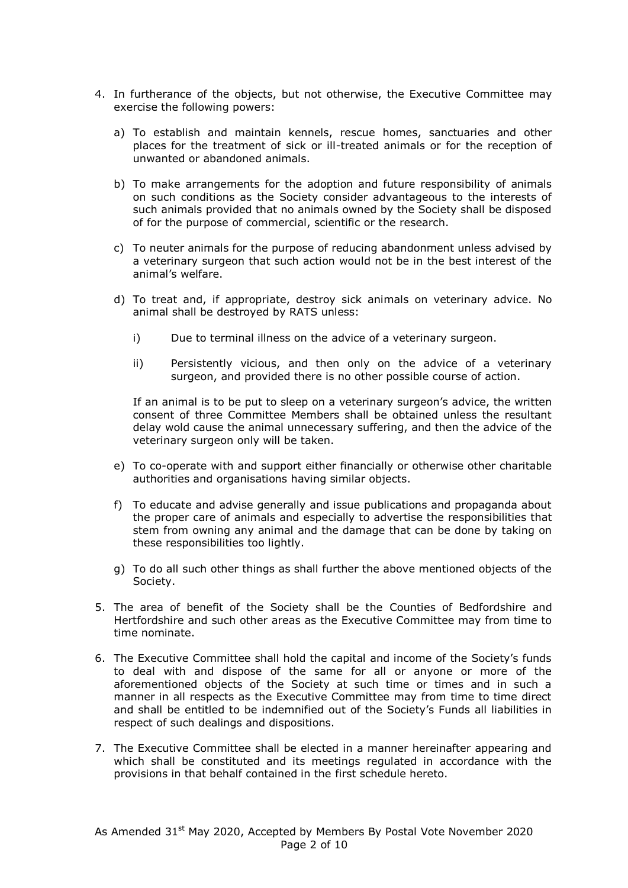4. In furtherance of the objects, but not otherwise, the Executive Committee may exercise the following powers:

   a) To establish and maintain kennels, rescue homes, sanctuaries and other places for the treatment of sick or ill-treated animals or for the reception of unwanted or abandoned animals.

   b) To make arrangements for the adoption and future responsibility of animals on such conditions as the Society consider advantageous to the interests of such animals provided that no animals owned by the Society shall be disposed of for the purpose of commercial, scientific or the research.

   c) To neuter animals for the purpose of reducing abandonment unless advised by a veterinary surgeon that such action would not be in the best interest of the animal's welfare.

   d) To treat and, if appropriate, destroy sick animals on veterinary advice. No animal shall be destroyed by RATS unless:

      i) Due to terminal illness on the advice of a veterinary surgeon.

      ii) Persistently vicious, and then only on the advice of a veterinary surgeon, and provided there is no other possible course of action.

   If an animal is to be put to sleep on a veterinary surgeon's advice, the written consent of three Committee Members shall be obtained unless the resultant delay wold cause the animal unnecessary suffering, and then the advice of the veterinary surgeon only will be taken.

   e) To co-operate with and support either financially or otherwise other charitable authorities and organisations having similar objects.

   f) To educate and advise generally and issue publications and propaganda about the proper care of animals and especially to advertise the responsibilities that stem from owning any animal and the damage that can be done by taking on these responsibilities too lightly.

   g) To do all such other things as shall further the above mentioned objects of the Society.

5. The area of benefit of the Society shall be the Counties of Bedfordshire and Hertfordshire and such other areas as the Executive Committee may from time to time nominate.

6. The Executive Committee shall hold the capital and income of the Society's funds to deal with and dispose of the same for all or anyone or more of the aforementioned objects of the Society at such time or times and in such a manner in all respects as the Executive Committee may from time to time direct and shall be entitled to be indemnified out of the Society's Funds all liabilities in respect of such dealings and dispositions.

7. The Executive Committee shall be elected in a manner hereinafter appearing and which shall be constituted and its meetings regulated in accordance with the provisions in that behalf contained in the first schedule hereto.

As Amended 31st May 2020, Accepted by Members By Postal Vote November 2020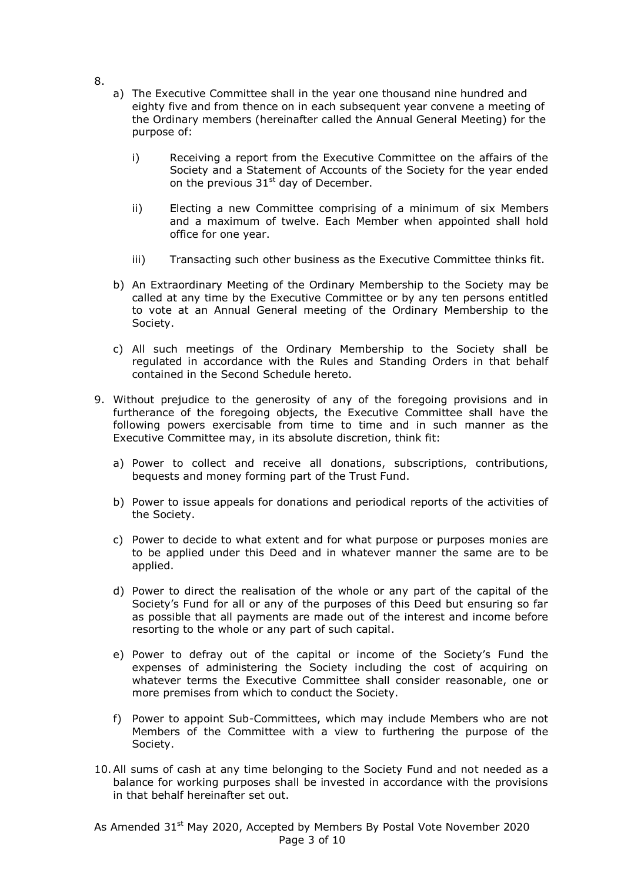8.

a) The Executive Committee shall in the year one thousand nine hundred and eighty five and from thence on in each subsequent year convene a meeting of the Ordinary members (hereinafter called the Annual General Meeting) for the purpose of:

   i) Receiving a report from the Executive Committee on the affairs of the Society and a Statement of Accounts of the Society for the year ended on the previous 31st day of December.

   ii) Electing a new Committee comprising of a minimum of six Members and a maximum of twelve. Each Member when appointed shall hold office for one year.

   iii) Transacting such other business as the Executive Committee thinks fit.

b) An Extraordinary Meeting of the Ordinary Membership to the Society may be called at any time by the Executive Committee or by any ten persons entitled to vote at an Annual General meeting of the Ordinary Membership to the Society.

c) All such meetings of the Ordinary Membership to the Society shall be regulated in accordance with the Rules and Standing Orders in that behalf contained in the Second Schedule hereto.

9. Without prejudice to the generosity of any of the foregoing provisions and in furtherance of the foregoing objects, the Executive Committee shall have the following powers exercisable from time to time and in such manner as the Executive Committee may, in its absolute discretion, think fit:

   a) Power to collect and receive all donations, subscriptions, contributions, bequests and money forming part of the Trust Fund.

   b) Power to issue appeals for donations and periodical reports of the activities of the Society.

   c) Power to decide to what extent and for what purpose or purposes monies are to be applied under this Deed and in whatever manner the same are to be applied.

   d) Power to direct the realisation of the whole or any part of the capital of the Society's Fund for all or any of the purposes of this Deed but ensuring so far as possible that all payments are made out of the interest and income before resorting to the whole or any part of such capital.

   e) Power to defray out of the capital or income of the Society's Fund the expenses of administering the Society including the cost of acquiring on whatever terms the Executive Committee shall consider reasonable, one or more premises from which to conduct the Society.

   f) Power to appoint Sub-Committees, which may include Members who are not Members of the Committee with a view to furthering the purpose of the Society.

10. All sums of cash at any time belonging to the Society Fund and not needed as a balance for working purposes shall be invested in accordance with the provisions in that behalf hereinafter set out.

As Amended 31st May 2020, Accepted by Members By Postal Vote November 2020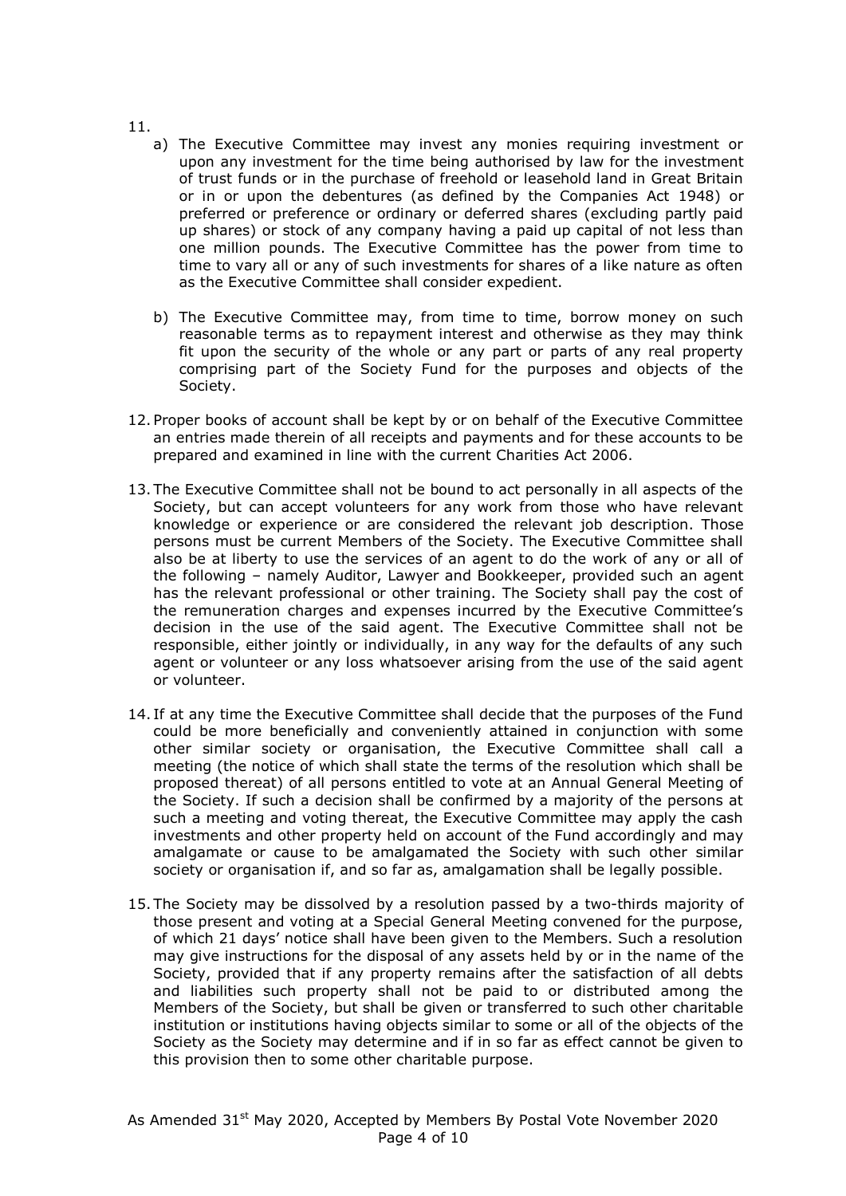11.

a) The Executive Committee may invest any monies requiring investment or upon any investment for the time being authorised by law for the investment of trust funds or in the purchase of freehold or leasehold land in Great Britain or in or upon the debentures (as defined by the Companies Act 1948) or preferred or preference or ordinary or deferred shares (excluding partly paid up shares) or stock of any company having a paid up capital of not less than one million pounds. The Executive Committee has the power from time to time to vary all or any of such investments for shares of a like nature as often as the Executive Committee shall consider expedient.

b) The Executive Committee may, from time to time, borrow money on such reasonable terms as to repayment interest and otherwise as they may think fit upon the security of the whole or any part or parts of any real property comprising part of the Society Fund for the purposes and objects of the Society.

12. Proper books of account shall be kept by or on behalf of the Executive Committee an entries made therein of all receipts and payments and for these accounts to be prepared and examined in line with the current Charities Act 2006.

13. The Executive Committee shall not be bound to act personally in all aspects of the Society, but can accept volunteers for any work from those who have relevant knowledge or experience or are considered the relevant job description. Those persons must be current Members of the Society. The Executive Committee shall also be at liberty to use the services of an agent to do the work of any or all of the following – namely Auditor, Lawyer and Bookkeeper, provided such an agent has the relevant professional or other training. The Society shall pay the cost of the remuneration charges and expenses incurred by the Executive Committee's decision in the use of the said agent. The Executive Committee shall not be responsible, either jointly or individually, in any way for the defaults of any such agent or volunteer or any loss whatsoever arising from the use of the said agent or volunteer.

14. If at any time the Executive Committee shall decide that the purposes of the Fund could be more beneficially and conveniently attained in conjunction with some other similar society or organisation, the Executive Committee shall call a meeting (the notice of which shall state the terms of the resolution which shall be proposed thereat) of all persons entitled to vote at an Annual General Meeting of the Society. If such a decision shall be confirmed by a majority of the persons at such a meeting and voting thereat, the Executive Committee may apply the cash investments and other property held on account of the Fund accordingly and may amalgamate or cause to be amalgamated the Society with such other similar society or organisation if, and so far as, amalgamation shall be legally possible.

15. The Society may be dissolved by a resolution passed by a two-thirds majority of those present and voting at a Special General Meeting convened for the purpose, of which 21 days' notice shall have been given to the Members. Such a resolution may give instructions for the disposal of any assets held by or in the name of the Society, provided that if any property remains after the satisfaction of all debts and liabilities such property shall not be paid to or distributed among the Members of the Society, but shall be given or transferred to such other charitable institution or institutions having objects similar to some or all of the objects of the Society as the Society may determine and if in so far as effect cannot be given to this provision then to some other charitable purpose.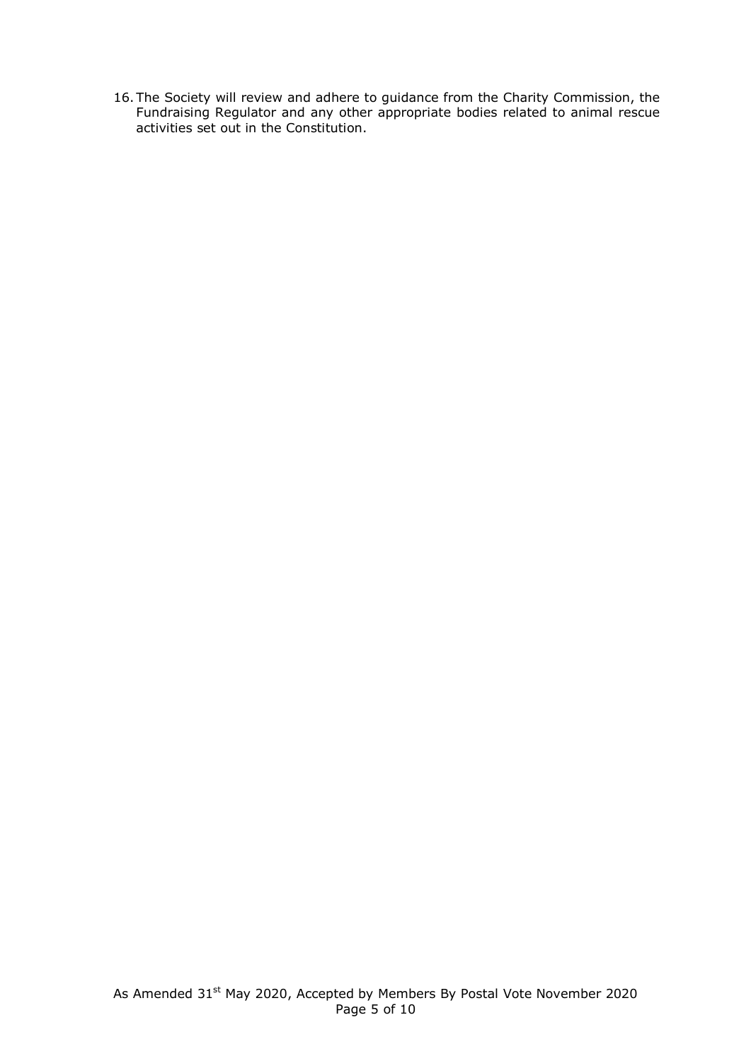16. The Society will review and adhere to guidance from the Charity Commission, the Fundraising Regulator and any other appropriate bodies related to animal rescue activities set out in the Constitution.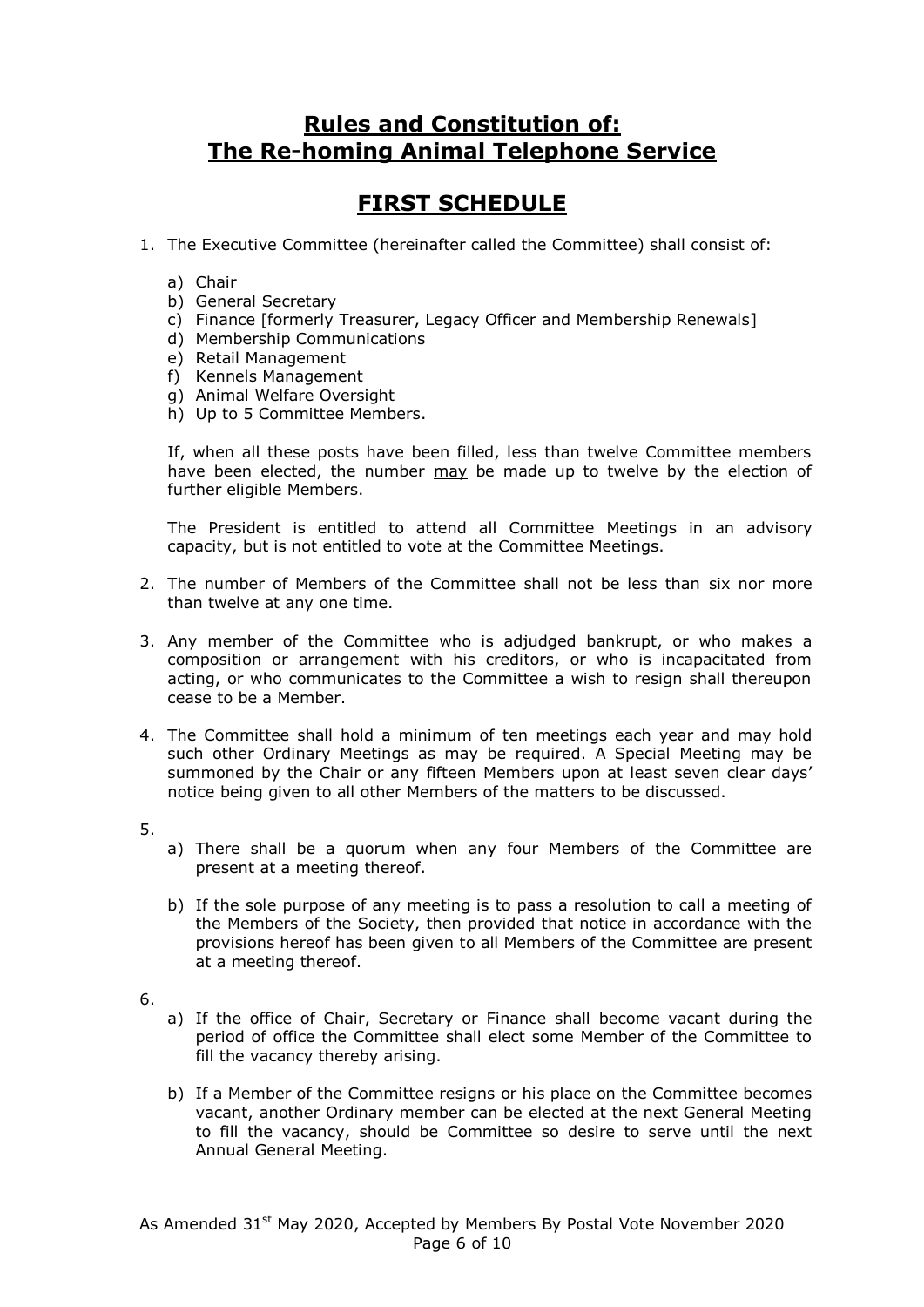# **Rules and Constitution of: The Re-homing Animal Telephone Service**

## **FIRST SCHEDULE**

1. The Executive Committee (hereinafter called the Committee) shall consist of:

   a) Chair
   b) General Secretary
   c) Finance [formerly Treasurer, Legacy Officer and Membership Renewals]
   d) Membership Communications
   e) Retail Management
   f) Kennels Management
   g) Animal Welfare Oversight
   h) Up to 5 Committee Members.

   If, when all these posts have been filled, less than twelve Committee members have been elected, the number <u>may</u> be made up to twelve by the election of further eligible Members.

   The President is entitled to attend all Committee Meetings in an advisory capacity, but is not entitled to vote at the Committee Meetings.

2. The number of Members of the Committee shall not be less than six nor more than twelve at any one time.

3. Any member of the Committee who is adjudged bankrupt, or who makes a composition or arrangement with his creditors, or who is incapacitated from acting, or who communicates to the Committee a wish to resign shall thereupon cease to be a Member.

4. The Committee shall hold a minimum of ten meetings each year and may hold such other Ordinary Meetings as may be required. A Special Meeting may be summoned by the Chair or any fifteen Members upon at least seven clear days' notice being given to all other Members of the matters to be discussed.

5.
   a) There shall be a quorum when any four Members of the Committee are present at a meeting thereof.

   b) If the sole purpose of any meeting is to pass a resolution to call a meeting of the Members of the Society, then provided that notice in accordance with the provisions hereof has been given to all Members of the Committee are present at a meeting thereof.

6.
   a) If the office of Chair, Secretary or Finance shall become vacant during the period of office the Committee shall elect some Member of the Committee to fill the vacancy thereby arising.

   b) If a Member of the Committee resigns or his place on the Committee becomes vacant, another Ordinary member can be elected at the next General Meeting to fill the vacancy, should be Committee so desire to serve until the next Annual General Meeting.

As Amended 31st May 2020, Accepted by Members By Postal Vote November 2020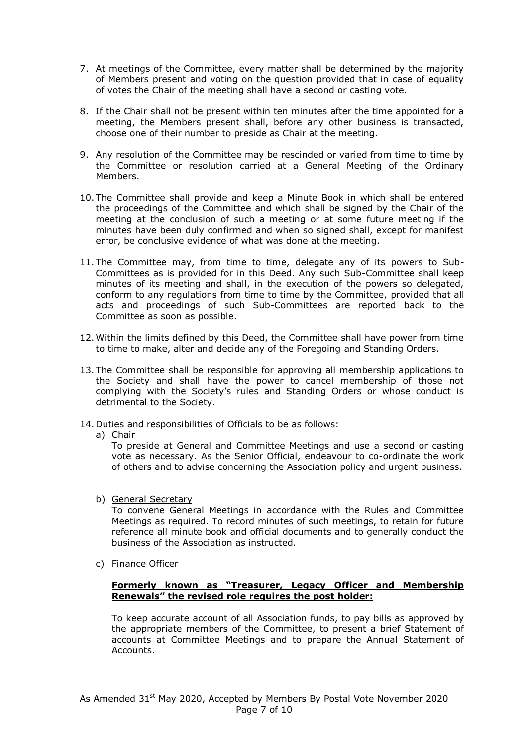7. At meetings of the Committee, every matter shall be determined by the majority of Members present and voting on the question provided that in case of equality of votes the Chair of the meeting shall have a second or casting vote.

8. If the Chair shall not be present within ten minutes after the time appointed for a meeting, the Members present shall, before any other business is transacted, choose one of their number to preside as Chair at the meeting.

9. Any resolution of the Committee may be rescinded or varied from time to time by the Committee or resolution carried at a General Meeting of the Ordinary Members.

10. The Committee shall provide and keep a Minute Book in which shall be entered the proceedings of the Committee and which shall be signed by the Chair of the meeting at the conclusion of such a meeting or at some future meeting if the minutes have been duly confirmed and when so signed shall, except for manifest error, be conclusive evidence of what was done at the meeting.

11. The Committee may, from time to time, delegate any of its powers to Sub-Committees as is provided for in this Deed. Any such Sub-Committee shall keep minutes of its meeting and shall, in the execution of the powers so delegated, conform to any regulations from time to time by the Committee, provided that all acts and proceedings of such Sub-Committees are reported back to the Committee as soon as possible.

12. Within the limits defined by this Deed, the Committee shall have power from time to time to make, alter and decide any of the Foregoing and Standing Orders.

13. The Committee shall be responsible for approving all membership applications to the Society and shall have the power to cancel membership of those not complying with the Society's rules and Standing Orders or whose conduct is detrimental to the Society.

14. Duties and responsibilities of Officials to be as follows:

    a) <u>Chair</u>

       To preside at General and Committee Meetings and use a second or casting vote as necessary. As the Senior Official, endeavour to co-ordinate the work of others and to advise concerning the Association policy and urgent business.

    b) <u>General Secretary</u>

       To convene General Meetings in accordance with the Rules and Committee Meetings as required. To record minutes of such meetings, to retain for future reference all minute book and official documents and to generally conduct the business of the Association as instructed.

    c) <u>Finance Officer</u>

       **<u>Formerly known as "Treasurer, Legacy Officer and Membership Renewals" the revised role requires the post holder:</u>**

       To keep accurate account of all Association funds, to pay bills as approved by the appropriate members of the Committee, to present a brief Statement of accounts at Committee Meetings and to prepare the Annual Statement of Accounts.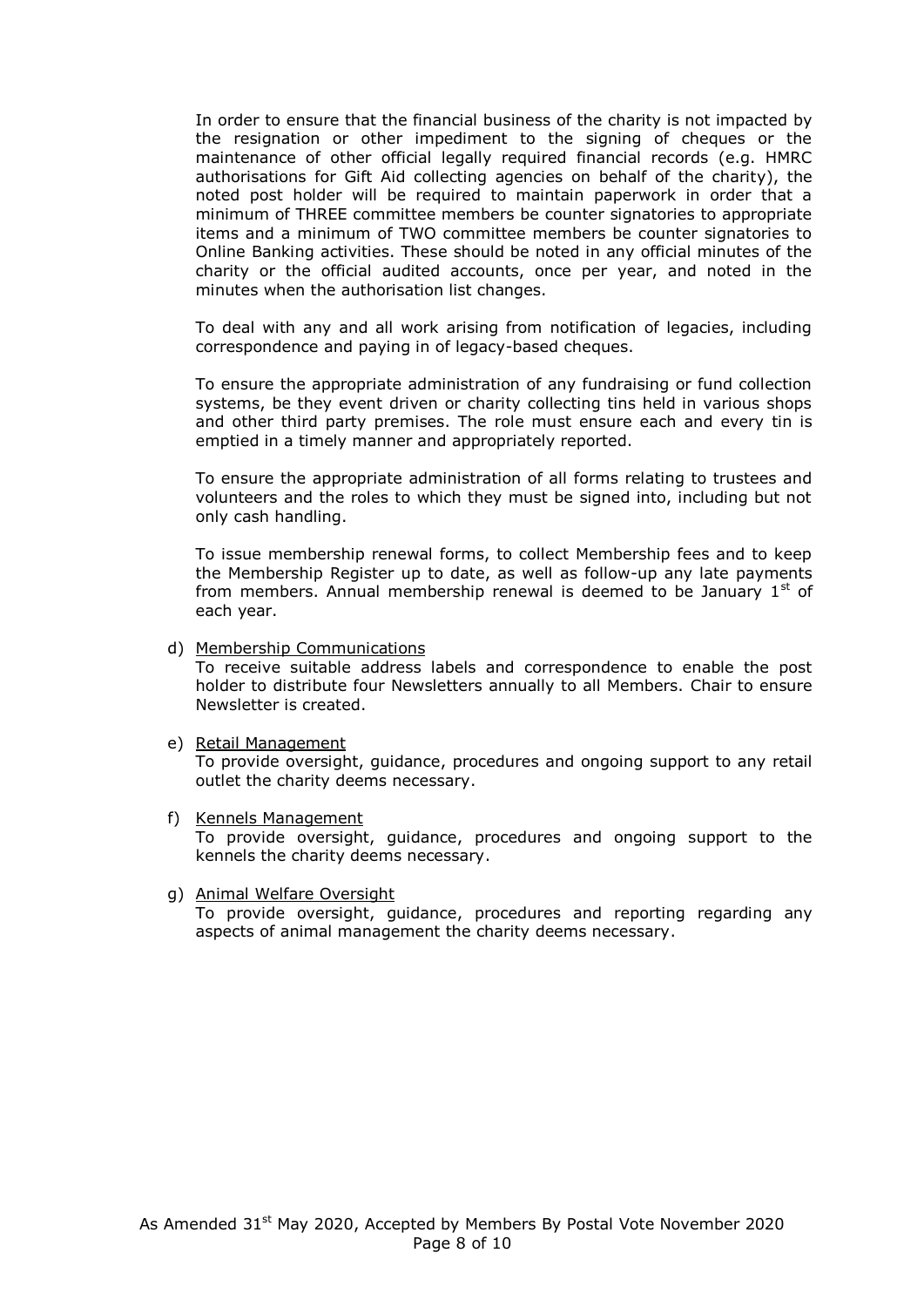In order to ensure that the financial business of the charity is not impacted by the resignation or other impediment to the signing of cheques or the maintenance of other official legally required financial records (e.g. HMRC authorisations for Gift Aid collecting agencies on behalf of the charity), the noted post holder will be required to maintain paperwork in order that a minimum of THREE committee members be counter signatories to appropriate items and a minimum of TWO committee members be counter signatories to Online Banking activities. These should be noted in any official minutes of the charity or the official audited accounts, once per year, and noted in the minutes when the authorisation list changes.

To deal with any and all work arising from notification of legacies, including correspondence and paying in of legacy-based cheques.

To ensure the appropriate administration of any fundraising or fund collection systems, be they event driven or charity collecting tins held in various shops and other third party premises. The role must ensure each and every tin is emptied in a timely manner and appropriately reported.

To ensure the appropriate administration of all forms relating to trustees and volunteers and the roles to which they must be signed into, including but not only cash handling.

To issue membership renewal forms, to collect Membership fees and to keep the Membership Register up to date, as well as follow-up any late payments from members. Annual membership renewal is deemed to be January 1st of each year.

d) Membership Communications
To receive suitable address labels and correspondence to enable the post holder to distribute four Newsletters annually to all Members. Chair to ensure Newsletter is created.

e) Retail Management
To provide oversight, guidance, procedures and ongoing support to any retail outlet the charity deems necessary.

f) Kennels Management
To provide oversight, guidance, procedures and ongoing support to the kennels the charity deems necessary.

g) Animal Welfare Oversight
To provide oversight, guidance, procedures and reporting regarding any aspects of animal management the charity deems necessary.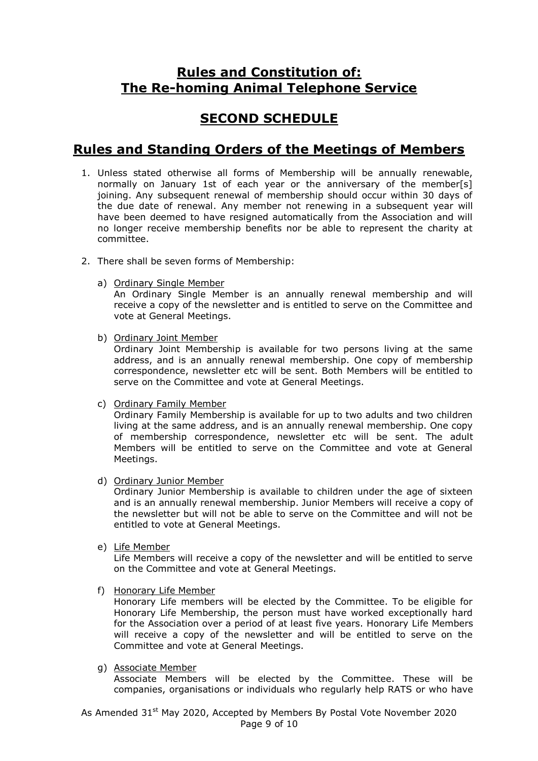# Rules and Constitution of: The Re-homing Animal Telephone Service

## SECOND SCHEDULE

## Rules and Standing Orders of the Meetings of Members

1. Unless stated otherwise all forms of Membership will be annually renewable, normally on January 1st of each year or the anniversary of the member[s] joining. Any subsequent renewal of membership should occur within 30 days of the due date of renewal. Any member not renewing in a subsequent year will have been deemed to have resigned automatically from the Association and will no longer receive membership benefits nor be able to represent the charity at committee.

2. There shall be seven forms of Membership:

   a) Ordinary Single Member
   An Ordinary Single Member is an annually renewal membership and will receive a copy of the newsletter and is entitled to serve on the Committee and vote at General Meetings.

   b) Ordinary Joint Member
   Ordinary Joint Membership is available for two persons living at the same address, and is an annually renewal membership. One copy of membership correspondence, newsletter etc will be sent. Both Members will be entitled to serve on the Committee and vote at General Meetings.

   c) Ordinary Family Member
   Ordinary Family Membership is available for up to two adults and two children living at the same address, and is an annually renewal membership. One copy of membership correspondence, newsletter etc will be sent. The adult Members will be entitled to serve on the Committee and vote at General Meetings.

   d) Ordinary Junior Member
   Ordinary Junior Membership is available to children under the age of sixteen and is an annually renewal membership. Junior Members will receive a copy of the newsletter but will not be able to serve on the Committee and will not be entitled to vote at General Meetings.

   e) Life Member
   Life Members will receive a copy of the newsletter and will be entitled to serve on the Committee and vote at General Meetings.

   f) Honorary Life Member
   Honorary Life members will be elected by the Committee. To be eligible for Honorary Life Membership, the person must have worked exceptionally hard for the Association over a period of at least five years. Honorary Life Members will receive a copy of the newsletter and will be entitled to serve on the Committee and vote at General Meetings.

   g) Associate Member
   Associate Members will be elected by the Committee. These will be companies, organisations or individuals who regularly help RATS or who have

As Amended 31st May 2020, Accepted by Members By Postal Vote November 2020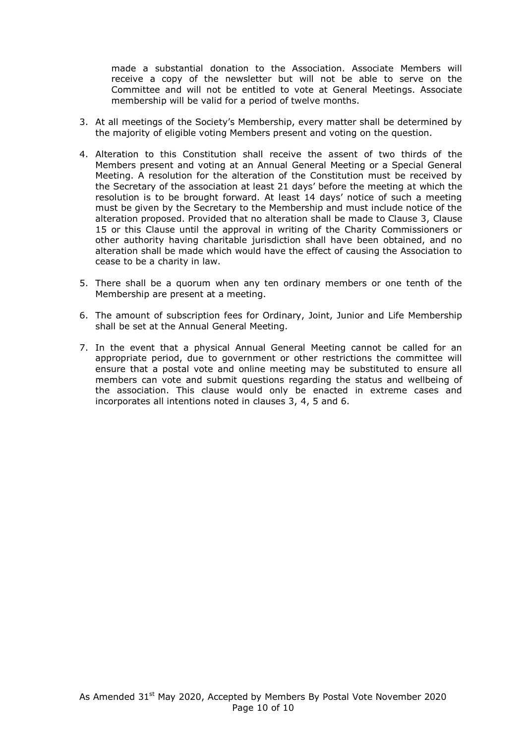made a substantial donation to the Association. Associate Members will receive a copy of the newsletter but will not be able to serve on the Committee and will not be entitled to vote at General Meetings. Associate membership will be valid for a period of twelve months.

3. At all meetings of the Society's Membership, every matter shall be determined by the majority of eligible voting Members present and voting on the question.

4. Alteration to this Constitution shall receive the assent of two thirds of the Members present and voting at an Annual General Meeting or a Special General Meeting. A resolution for the alteration of the Constitution must be received by the Secretary of the association at least 21 days' before the meeting at which the resolution is to be brought forward. At least 14 days' notice of such a meeting must be given by the Secretary to the Membership and must include notice of the alteration proposed. Provided that no alteration shall be made to Clause 3, Clause 15 or this Clause until the approval in writing of the Charity Commissioners or other authority having charitable jurisdiction shall have been obtained, and no alteration shall be made which would have the effect of causing the Association to cease to be a charity in law.

5. There shall be a quorum when any ten ordinary members or one tenth of the Membership are present at a meeting.

6. The amount of subscription fees for Ordinary, Joint, Junior and Life Membership shall be set at the Annual General Meeting.

7. In the event that a physical Annual General Meeting cannot be called for an appropriate period, due to government or other restrictions the committee will ensure that a postal vote and online meeting may be substituted to ensure all members can vote and submit questions regarding the status and wellbeing of the association. This clause would only be enacted in extreme cases and incorporates all intentions noted in clauses 3, 4, 5 and 6.